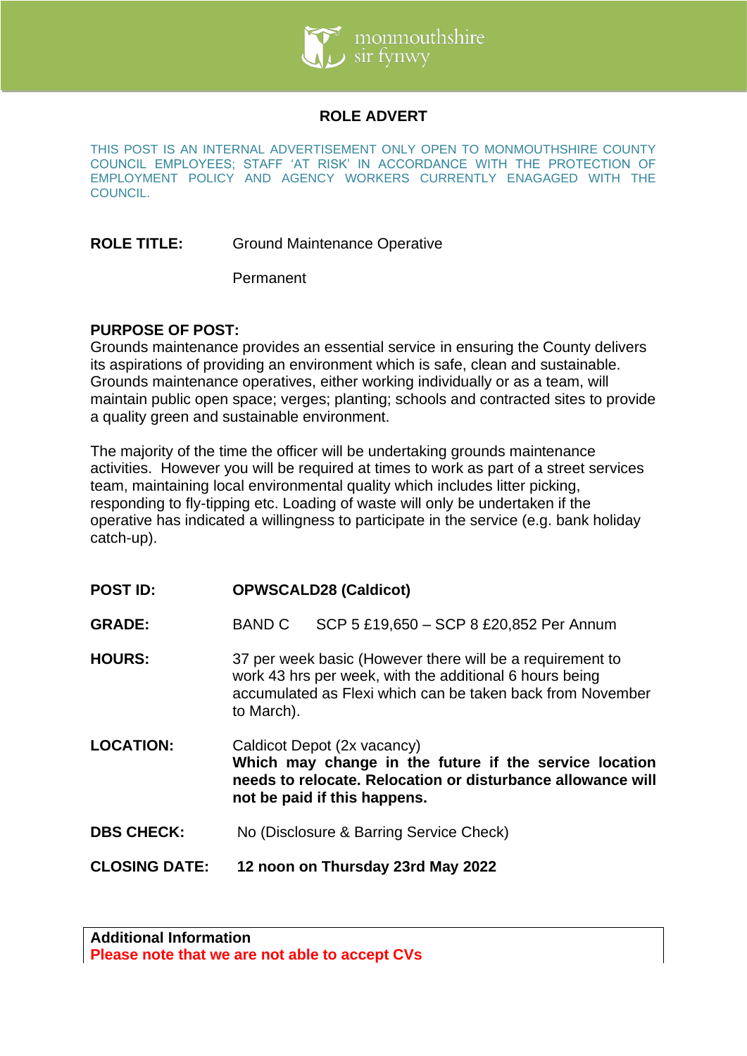monmouthshire
sir fynwy

# ROLE ADVERT

THIS POST IS AN INTERNAL ADVERTISEMENT ONLY OPEN TO MONMOUTHSHIRE COUNTY COUNCIL EMPLOYEES; STAFF 'AT RISK' IN ACCORDANCE WITH THE PROTECTION OF EMPLOYMENT POLICY AND AGENCY WORKERS CURRENTLY ENGAGED WITH THE COUNCIL.

**ROLE TITLE:** Ground Maintenance Operative

Permanent

**PURPOSE OF POST:**
Grounds maintenance provides an essential service in ensuring the County delivers its aspirations of providing an environment which is safe, clean and sustainable. Grounds maintenance operatives, either working individually or as a team, will maintain public open space; verges; planting; schools and contracted sites to provide a quality green and sustainable environment.

The majority of the time the officer will be undertaking grounds maintenance activities. However you will be required at times to work as part of a street services team, maintaining local environmental quality which includes litter picking, responding to fly-tipping etc. Loading of waste will only be undertaken if the operative has indicated a willingness to participate in the service (e.g. bank holiday catch-up).

**POST ID:** **OPWSCALD28 (Caldicot)**

**GRADE:** BAND C SCP 5 £19,650 – SCP 8 £20,852 Per Annum

**HOURS:** 37 per week basic (However there will be a requirement to work 43 hrs per week, with the additional 6 hours being accumulated as Flexi which can be taken back from November to March).

**LOCATION:** Caldicot Depot (2x vacancy)
**Which may change in the future if the service location needs to relocate. Relocation or disturbance allowance will not be paid if this happens.**

**DBS CHECK:** No (Disclosure & Barring Service Check)

**CLOSING DATE:** **12 noon on Thursday 23rd May 2022**

**Additional Information**
**Please note that we are not able to accept CVs**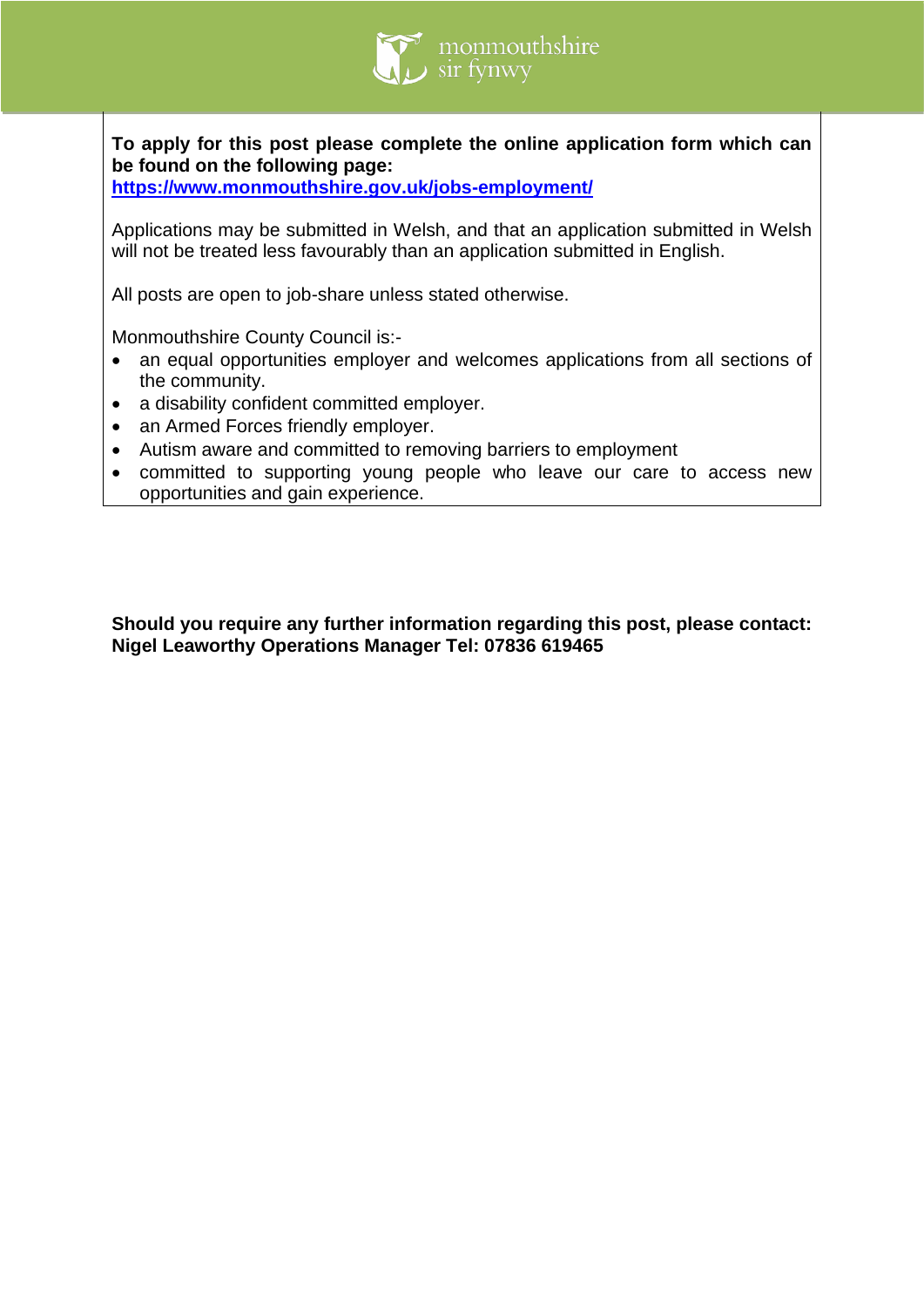**To apply for this post please complete the online application form which can be found on the following page:**
**https://www.monmouthshire.gov.uk/jobs-employment/**

Applications may be submitted in Welsh, and that an application submitted in Welsh will not be treated less favourably than an application submitted in English.

All posts are open to job-share unless stated otherwise.

Monmouthshire County Council is:-

- an equal opportunities employer and welcomes applications from all sections of the community.
- a disability confident committed employer.
- an Armed Forces friendly employer.
- Autism aware and committed to removing barriers to employment
- committed to supporting young people who leave our care to access new opportunities and gain experience.

**Should you require any further information regarding this post, please contact: Nigel Leaworthy Operations Manager Tel: 07836 619465**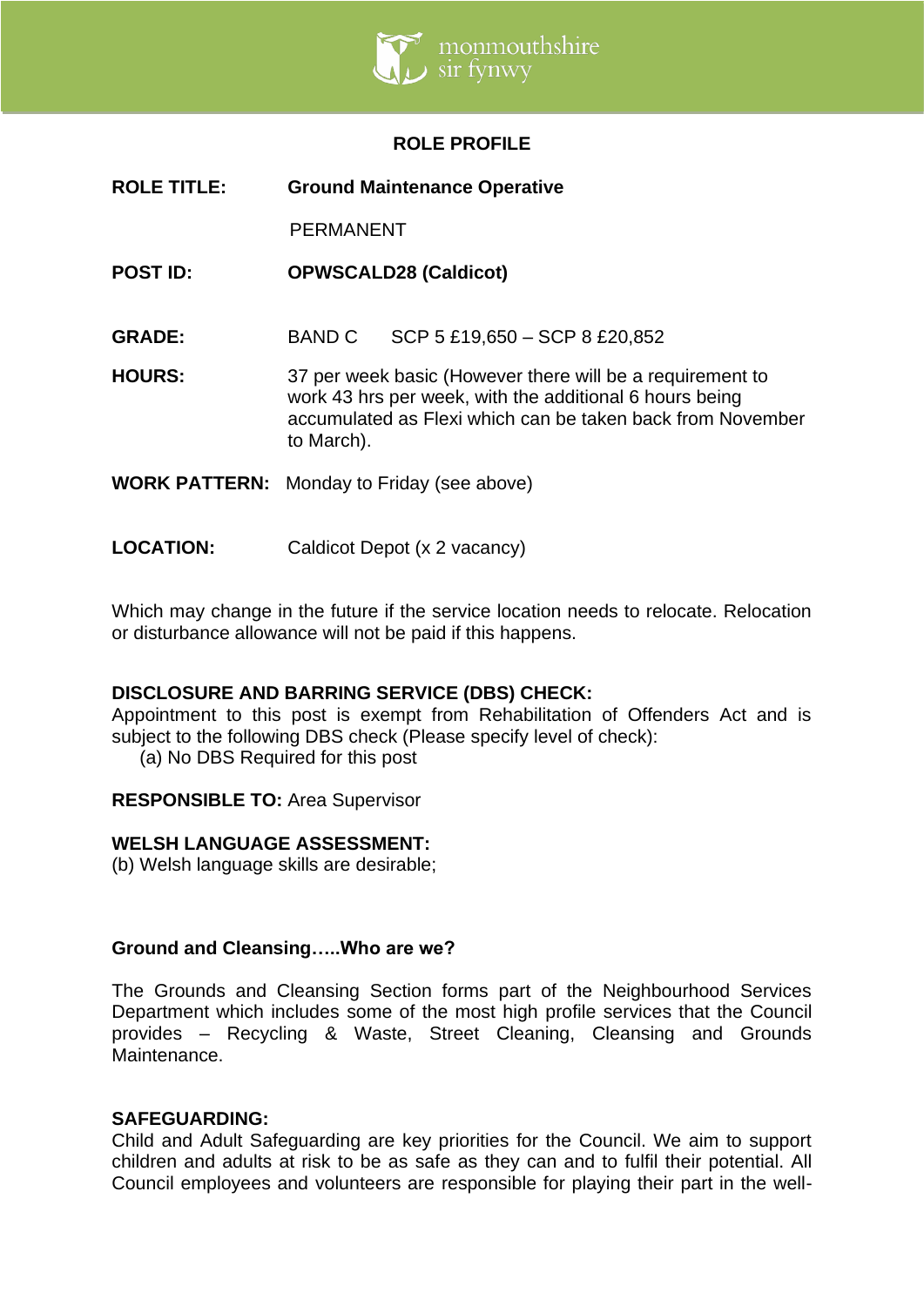## ROLE PROFILE

**ROLE TITLE:** **Ground Maintenance Operative**

PERMANENT

**POST ID:** **OPWSCALD28 (Caldicot)**

**GRADE:** BAND C SCP 5 £19,650 – SCP 8 £20,852

**HOURS:** 37 per week basic (However there will be a requirement to work 43 hrs per week, with the additional 6 hours being accumulated as Flexi which can be taken back from November to March).

**WORK PATTERN:** Monday to Friday (see above)

**LOCATION:** Caldicot Depot (x 2 vacancy)

Which may change in the future if the service location needs to relocate. Relocation or disturbance allowance will not be paid if this happens.

**DISCLOSURE AND BARRING SERVICE (DBS) CHECK:**
Appointment to this post is exempt from Rehabilitation of Offenders Act and is subject to the following DBS check (Please specify level of check):
(a) No DBS Required for this post

**RESPONSIBLE TO:** Area Supervisor

**WELSH LANGUAGE ASSESSMENT:**
(b) Welsh language skills are desirable;

**Ground and Cleansing…..Who are we?**

The Grounds and Cleansing Section forms part of the Neighbourhood Services Department which includes some of the most high profile services that the Council provides – Recycling & Waste, Street Cleaning, Cleansing and Grounds Maintenance.

**SAFEGUARDING:**
Child and Adult Safeguarding are key priorities for the Council. We aim to support children and adults at risk to be as safe as they can and to fulfil their potential. All Council employees and volunteers are responsible for playing their part in the well-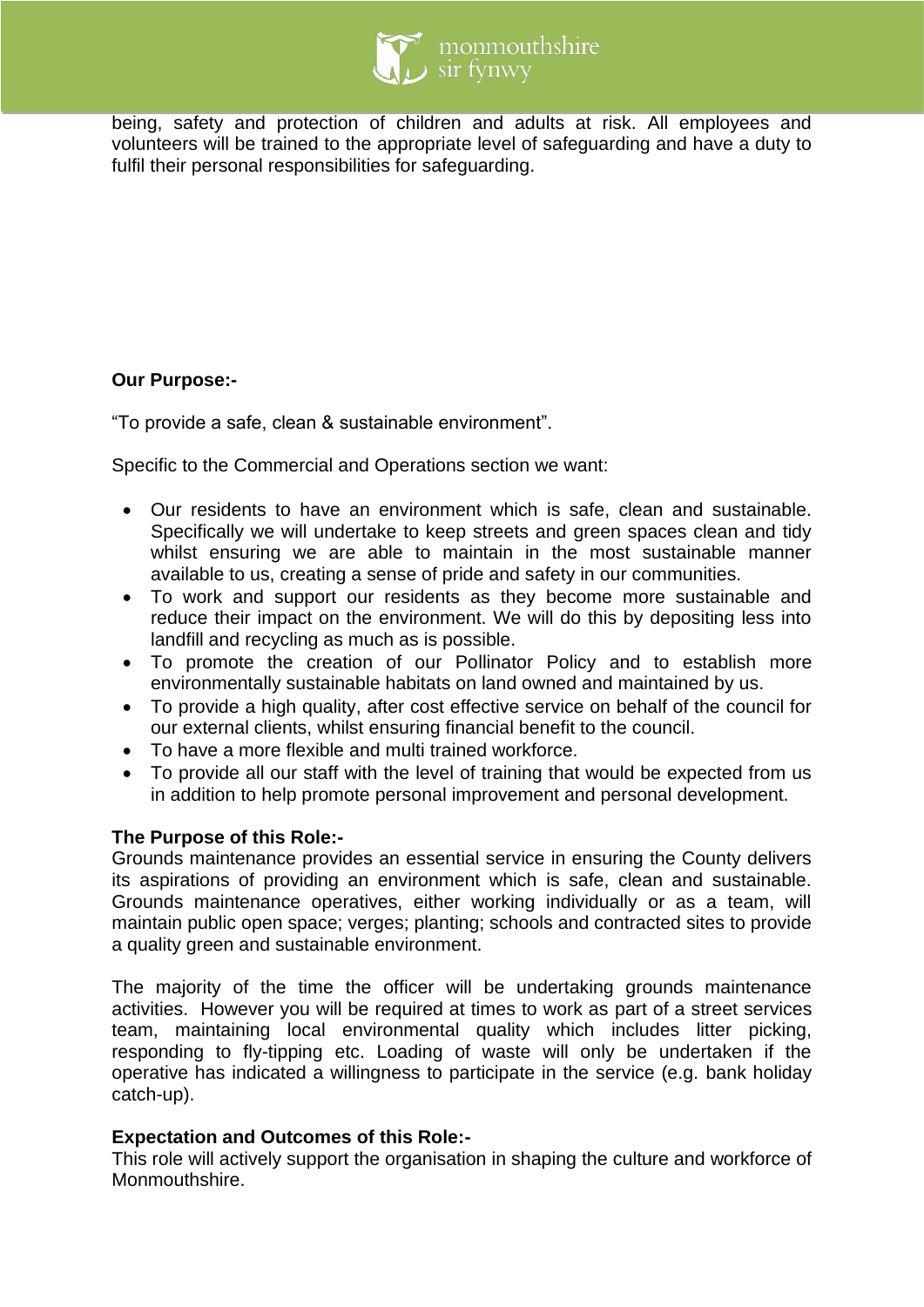being, safety and protection of children and adults at risk. All employees and volunteers will be trained to the appropriate level of safeguarding and have a duty to fulfil their personal responsibilities for safeguarding.

**Our Purpose:-**

"To provide a safe, clean & sustainable environment".

Specific to the Commercial and Operations section we want:

- Our residents to have an environment which is safe, clean and sustainable. Specifically we will undertake to keep streets and green spaces clean and tidy whilst ensuring we are able to maintain in the most sustainable manner available to us, creating a sense of pride and safety in our communities.
- To work and support our residents as they become more sustainable and reduce their impact on the environment. We will do this by depositing less into landfill and recycling as much as is possible.
- To promote the creation of our Pollinator Policy and to establish more environmentally sustainable habitats on land owned and maintained by us.
- To provide a high quality, after cost effective service on behalf of the council for our external clients, whilst ensuring financial benefit to the council.
- To have a more flexible and multi trained workforce.
- To provide all our staff with the level of training that would be expected from us in addition to help promote personal improvement and personal development.

**The Purpose of this Role:-**

Grounds maintenance provides an essential service in ensuring the County delivers its aspirations of providing an environment which is safe, clean and sustainable. Grounds maintenance operatives, either working individually or as a team, will maintain public open space; verges; planting; schools and contracted sites to provide a quality green and sustainable environment.

The majority of the time the officer will be undertaking grounds maintenance activities. However you will be required at times to work as part of a street services team, maintaining local environmental quality which includes litter picking, responding to fly-tipping etc. Loading of waste will only be undertaken if the operative has indicated a willingness to participate in the service (e.g. bank holiday catch-up).

**Expectation and Outcomes of this Role:-**

This role will actively support the organisation in shaping the culture and workforce of Monmouthshire.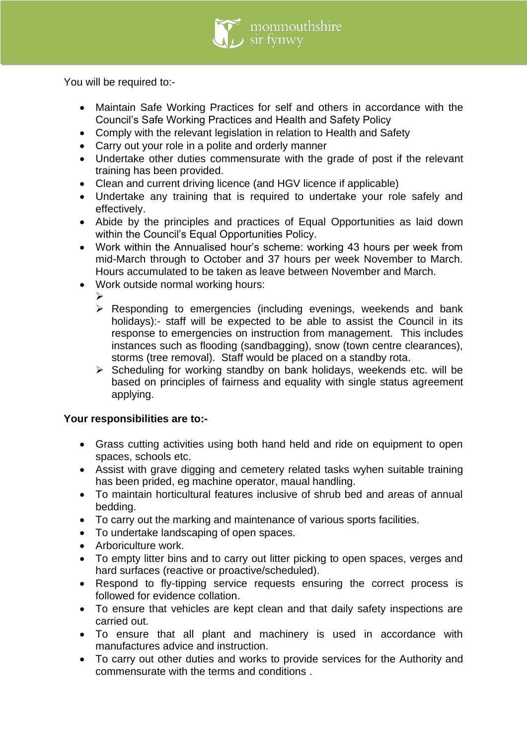You will be required to:-

- Maintain Safe Working Practices for self and others in accordance with the Council's Safe Working Practices and Health and Safety Policy
- Comply with the relevant legislation in relation to Health and Safety
- Carry out your role in a polite and orderly manner
- Undertake other duties commensurate with the grade of post if the relevant training has been provided.
- Clean and current driving licence (and HGV licence if applicable)
- Undertake any training that is required to undertake your role safely and effectively.
- Abide by the principles and practices of Equal Opportunities as laid down within the Council's Equal Opportunities Policy.
- Work within the Annualised hour's scheme: working 43 hours per week from mid-March through to October and 37 hours per week November to March. Hours accumulated to be taken as leave between November and March.
- Work outside normal working hours:
  - 
  - Responding to emergencies (including evenings, weekends and bank holidays):- staff will be expected to be able to assist the Council in its response to emergencies on instruction from management. This includes instances such as flooding (sandbagging), snow (town centre clearances), storms (tree removal). Staff would be placed on a standby rota.
  - Scheduling for working standby on bank holidays, weekends etc. will be based on principles of fairness and equality with single status agreement applying.

**Your responsibilities are to:-**

- Grass cutting activities using both hand held and ride on equipment to open spaces, schools etc.
- Assist with grave digging and cemetery related tasks wyhen suitable training has been prided, eg machine operator, maual handling.
- To maintain horticultural features inclusive of shrub bed and areas of annual bedding.
- To carry out the marking and maintenance of various sports facilities.
- To undertake landscaping of open spaces.
- Arboriculture work.
- To empty litter bins and to carry out litter picking to open spaces, verges and hard surfaces (reactive or proactive/scheduled).
- Respond to fly-tipping service requests ensuring the correct process is followed for evidence collation.
- To ensure that vehicles are kept clean and that daily safety inspections are carried out.
- To ensure that all plant and machinery is used in accordance with manufactures advice and instruction.
- To carry out other duties and works to provide services for the Authority and commensurate with the terms and conditions .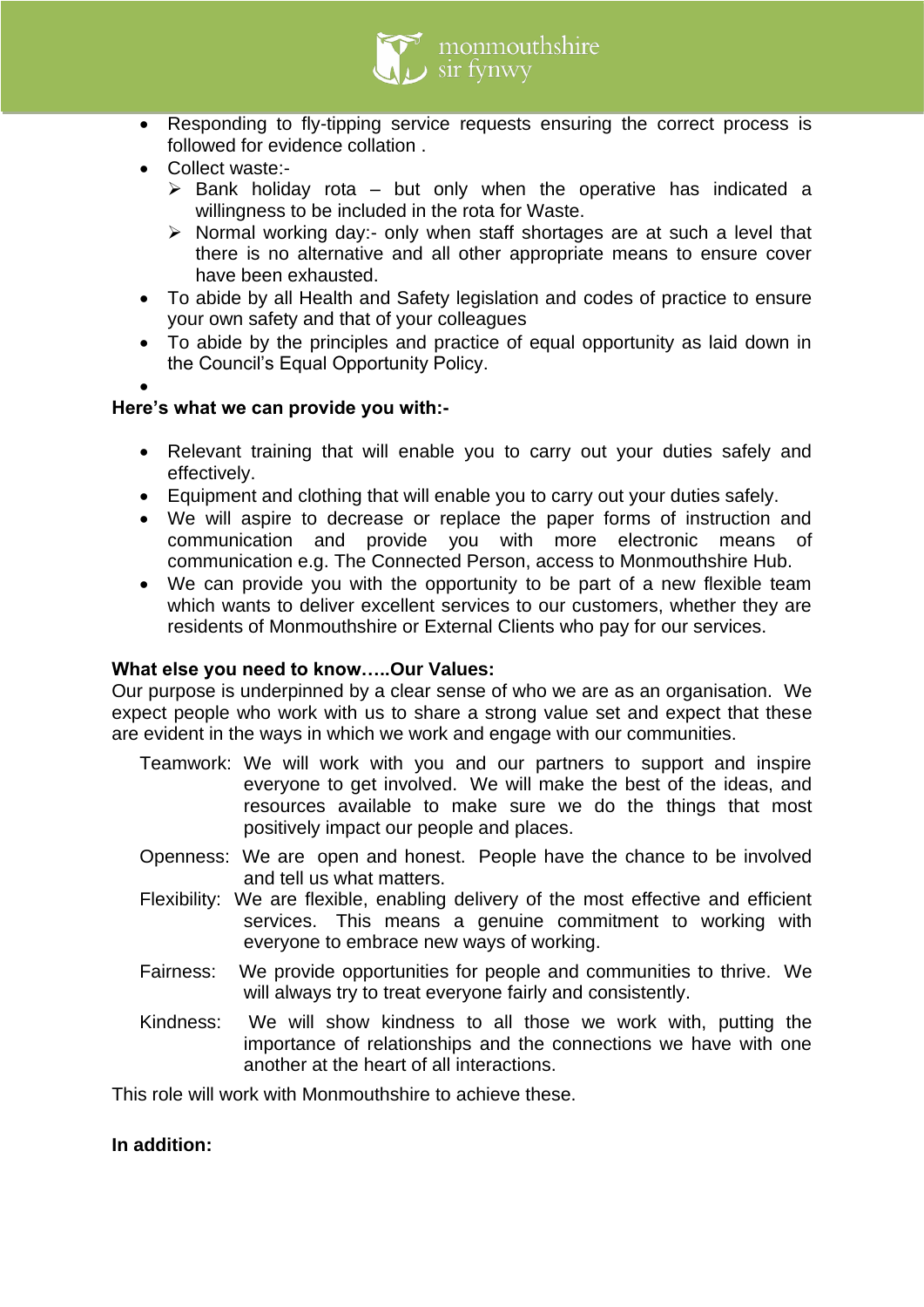- Responding to fly-tipping service requests ensuring the correct process is followed for evidence collation .
- Collect waste:-
  - Bank holiday rota – but only when the operative has indicated a willingness to be included in the rota for Waste.
  - Normal working day:- only when staff shortages are at such a level that there is no alternative and all other appropriate means to ensure cover have been exhausted.
- To abide by all Health and Safety legislation and codes of practice to ensure your own safety and that of your colleagues
- To abide by the principles and practice of equal opportunity as laid down in the Council's Equal Opportunity Policy.

**Here's what we can provide you with:-**

- Relevant training that will enable you to carry out your duties safely and effectively.
- Equipment and clothing that will enable you to carry out your duties safely.
- We will aspire to decrease or replace the paper forms of instruction and communication and provide you with more electronic means of communication e.g. The Connected Person, access to Monmouthshire Hub.
- We can provide you with the opportunity to be part of a new flexible team which wants to deliver excellent services to our customers, whether they are residents of Monmouthshire or External Clients who pay for our services.

**What else you need to know…..Our Values:**

Our purpose is underpinned by a clear sense of who we are as an organisation. We expect people who work with us to share a strong value set and expect that these are evident in the ways in which we work and engage with our communities.

Teamwork: We will work with you and our partners to support and inspire everyone to get involved. We will make the best of the ideas, and resources available to make sure we do the things that most positively impact our people and places.

Openness: We are open and honest. People have the chance to be involved and tell us what matters.

Flexibility: We are flexible, enabling delivery of the most effective and efficient services. This means a genuine commitment to working with everyone to embrace new ways of working.

Fairness: We provide opportunities for people and communities to thrive. We will always try to treat everyone fairly and consistently.

Kindness: We will show kindness to all those we work with, putting the importance of relationships and the connections we have with one another at the heart of all interactions.

This role will work with Monmouthshire to achieve these.

**In addition:**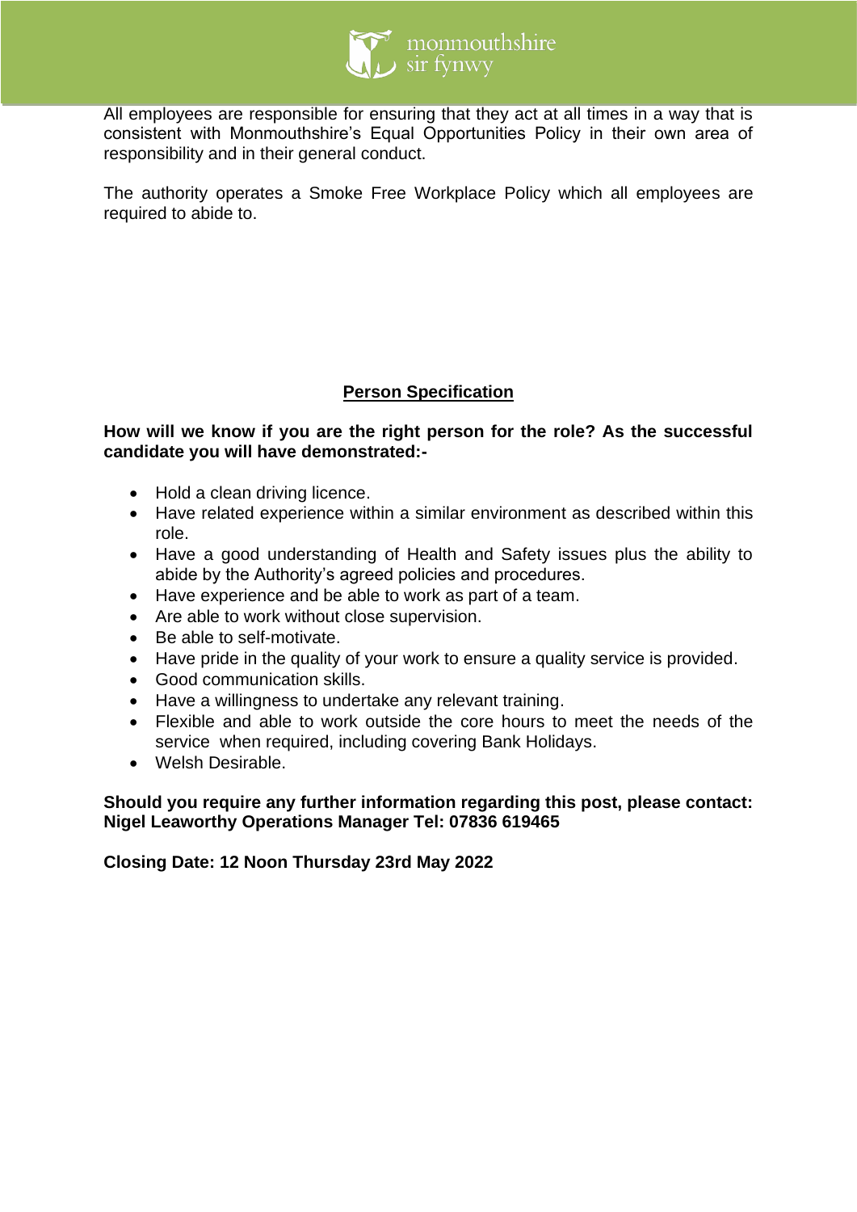All employees are responsible for ensuring that they act at all times in a way that is consistent with Monmouthshire's Equal Opportunities Policy in their own area of responsibility and in their general conduct.

The authority operates a Smoke Free Workplace Policy which all employees are required to abide to.

## Person Specification

**How will we know if you are the right person for the role? As the successful candidate you will have demonstrated:-**

- Hold a clean driving licence.
- Have related experience within a similar environment as described within this role.
- Have a good understanding of Health and Safety issues plus the ability to abide by the Authority's agreed policies and procedures.
- Have experience and be able to work as part of a team.
- Are able to work without close supervision.
- Be able to self-motivate.
- Have pride in the quality of your work to ensure a quality service is provided.
- Good communication skills.
- Have a willingness to undertake any relevant training.
- Flexible and able to work outside the core hours to meet the needs of the service when required, including covering Bank Holidays.
- Welsh Desirable.

**Should you require any further information regarding this post, please contact: Nigel Leaworthy Operations Manager Tel: 07836 619465**

**Closing Date: 12 Noon Thursday 23rd May 2022**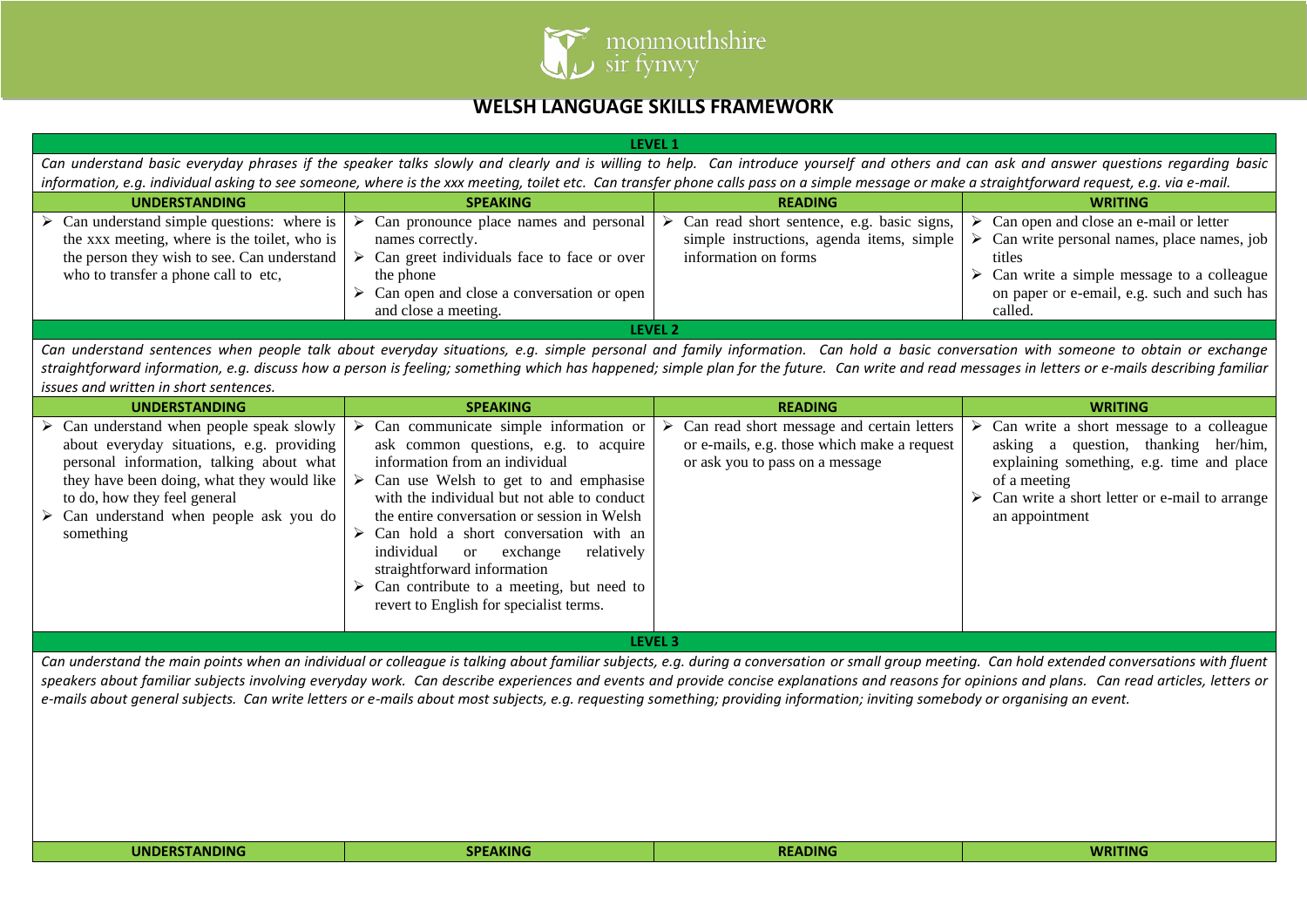monmouthshire
sir fynwy

# WELSH LANGUAGE SKILLS FRAMEWORK

## LEVEL 1

*Can understand basic everyday phrases if the speaker talks slowly and clearly and is willing to help. Can introduce yourself and others and can ask and answer questions regarding basic information, e.g. individual asking to see someone, where is the xxx meeting, toilet etc. Can transfer phone calls pass on a simple message or make a straightforward request, e.g. via e-mail.*

| UNDERSTANDING | SPEAKING | READING | WRITING |
|---|---|---|---|
| ➢ Can understand simple questions: where is the xxx meeting, where is the toilet, who is the person they wish to see. Can understand who to transfer a phone call to etc, | ➢ Can pronounce place names and personal names correctly.<br>➢ Can greet individuals face to face or over the phone<br>➢ Can open and close a conversation or open and close a meeting. | ➢ Can read short sentence, e.g. basic signs, simple instructions, agenda items, simple information on forms | ➢ Can open and close an e-mail or letter<br>➢ Can write personal names, place names, job titles<br>➢ Can write a simple message to a colleague on paper or e-email, e.g. such and such has called. |

## LEVEL 2

*Can understand sentences when people talk about everyday situations, e.g. simple personal and family information. Can hold a basic conversation with someone to obtain or exchange straightforward information, e.g. discuss how a person is feeling; something which has happened; simple plan for the future. Can write and read messages in letters or e-mails describing familiar issues and written in short sentences.*

| UNDERSTANDING | SPEAKING | READING | WRITING |
|---|---|---|---|
| ➢ Can understand when people speak slowly about everyday situations, e.g. providing personal information, talking about what they have been doing, what they would like to do, how they feel general<br>➢ Can understand when people ask you do something | ➢ Can communicate simple information or ask common questions, e.g. to acquire information from an individual<br>➢ Can use Welsh to get to and emphasise with the individual but not able to conduct the entire conversation or session in Welsh<br>➢ Can hold a short conversation with an individual or exchange relatively straightforward information<br>➢ Can contribute to a meeting, but need to revert to English for specialist terms. | ➢ Can read short message and certain letters or e-mails, e.g. those which make a request or ask you to pass on a message | ➢ Can write a short message to a colleague asking a question, thanking her/him, explaining something, e.g. time and place of a meeting<br>➢ Can write a short letter or e-mail to arrange an appointment |

## LEVEL 3

*Can understand the main points when an individual or colleague is talking about familiar subjects, e.g. during a conversation or small group meeting. Can hold extended conversations with fluent speakers about familiar subjects involving everyday work. Can describe experiences and events and provide concise explanations and reasons for opinions and plans. Can read articles, letters or e-mails about general subjects. Can write letters or e-mails about most subjects, e.g. requesting something; providing information; inviting somebody or organising an event.*

| UNDERSTANDING | SPEAKING | READING | WRITING |
|---|---|---|---|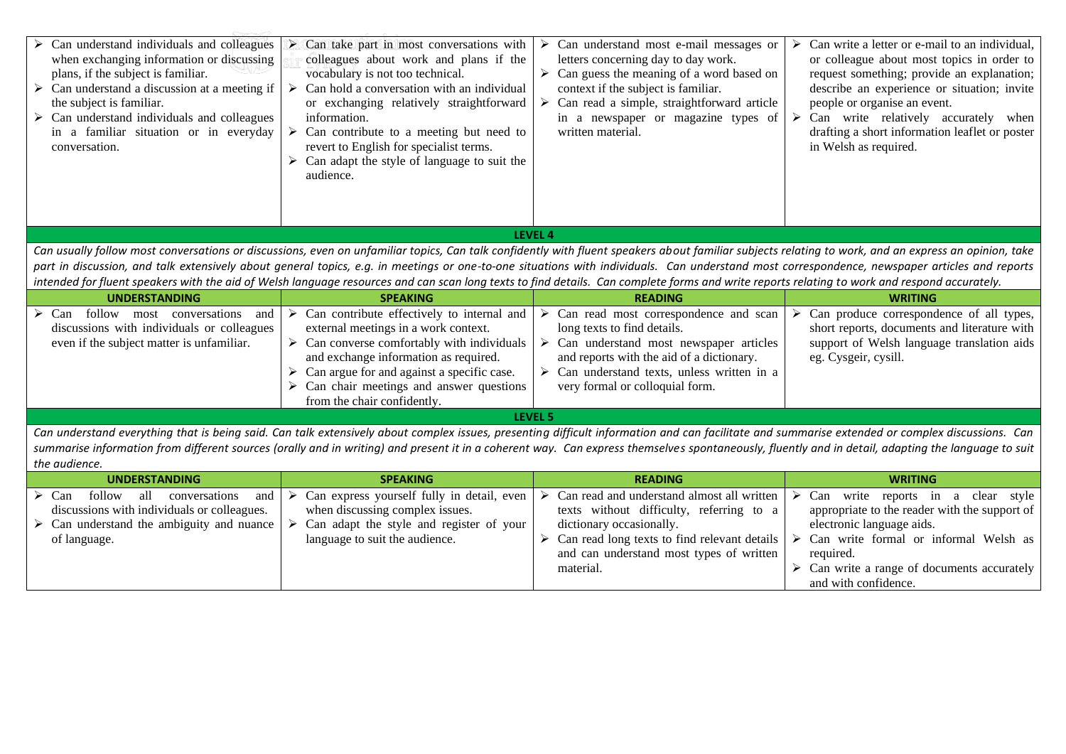| | | | |
|---|---|---|---|
| ➢ Can understand individuals and colleagues when exchanging information or discussing plans, if the subject is familiar.<br>➢ Can understand a discussion at a meeting if the subject is familiar.<br>➢ Can understand individuals and colleagues in a familiar situation or in everyday conversation. | ➢ Can take part in most conversations with colleagues about work and plans if the vocabulary is not too technical.<br>➢ Can hold a conversation with an individual or exchanging relatively straightforward information.<br>➢ Can contribute to a meeting but need to revert to English for specialist terms.<br>➢ Can adapt the style of language to suit the audience. | ➢ Can understand most e-mail messages or letters concerning day to day work.<br>➢ Can guess the meaning of a word based on context if the subject is familiar.<br>➢ Can read a simple, straightforward article in a newspaper or magazine types of written material. | ➢ Can write a letter or e-mail to an individual, or colleague about most topics in order to request something; provide an explanation; describe an experience or situation; invite people or organise an event.<br>➢ Can write relatively accurately when drafting a short information leaflet or poster in Welsh as required. |

## LEVEL 4

*Can usually follow most conversations or discussions, even on unfamiliar topics, Can talk confidently with fluent speakers about familiar subjects relating to work, and an express an opinion, take part in discussion, and talk extensively about general topics, e.g. in meetings or one-to-one situations with individuals. Can understand most correspondence, newspaper articles and reports intended for fluent speakers with the aid of Welsh language resources and can scan long texts to find details. Can complete forms and write reports relating to work and respond accurately.*

| UNDERSTANDING | SPEAKING | READING | WRITING |
|---|---|---|---|
| ➢ Can follow most conversations and discussions with individuals or colleagues even if the subject matter is unfamiliar. | ➢ Can contribute effectively to internal and external meetings in a work context.<br>➢ Can converse comfortably with individuals and exchange information as required.<br>➢ Can argue for and against a specific case.<br>➢ Can chair meetings and answer questions from the chair confidently. | ➢ Can read most correspondence and scan long texts to find details.<br>➢ Can understand most newspaper articles and reports with the aid of a dictionary.<br>➢ Can understand texts, unless written in a very formal or colloquial form. | ➢ Can produce correspondence of all types, short reports, documents and literature with support of Welsh language translation aids eg. Cysgeir, cysill. |

## LEVEL 5

*Can understand everything that is being said. Can talk extensively about complex issues, presenting difficult information and can facilitate and summarise extended or complex discussions. Can summarise information from different sources (orally and in writing) and present it in a coherent way. Can express themselves spontaneously, fluently and in detail, adapting the language to suit the audience.*

| UNDERSTANDING | SPEAKING | READING | WRITING |
|---|---|---|---|
| ➢ Can follow all conversations and discussions with individuals or colleagues.<br>➢ Can understand the ambiguity and nuance of language. | ➢ Can express yourself fully in detail, even when discussing complex issues.<br>➢ Can adapt the style and register of your language to suit the audience. | ➢ Can read and understand almost all written texts without difficulty, referring to a dictionary occasionally.<br>➢ Can read long texts to find relevant details and can understand most types of written material. | ➢ Can write reports in a clear style appropriate to the reader with the support of electronic language aids.<br>➢ Can write formal or informal Welsh as required.<br>➢ Can write a range of documents accurately and with confidence. |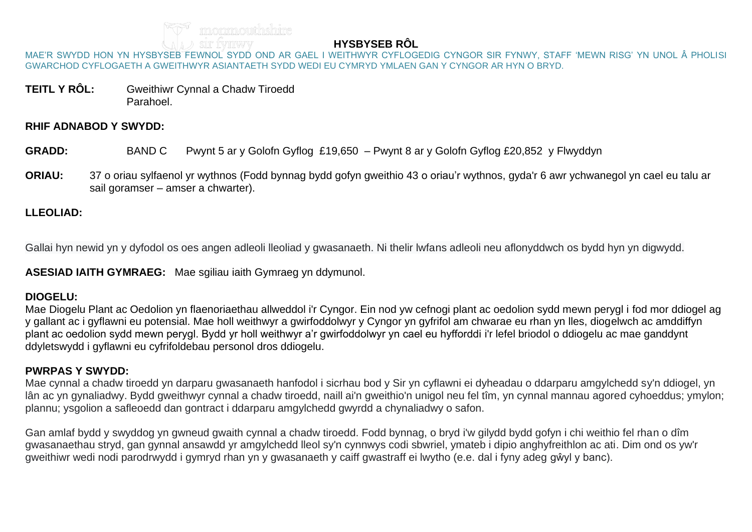# HYSBYSEB RÔL

MAE'R SWYDD HON YN HYSBYSEB FEWNOL SYDD OND AR GAEL I WEITHWYR CYFLOGEDIG CYNGOR SIR FYNWY, STAFF 'MEWN RISG' YN UNOL Â PHOLISI GWARCHOD CYFLOGAETH A GWEITHWYR ASIANTAETH SYDD WEDI EU CYMRYD YMLAEN GAN Y CYNGOR AR HYN O BRYD.

**TEITL Y RÔL:** Gweithiwr Cynnal a Chadw Tiroedd Parahoel.

**RHIF ADNABOD Y SWYDD:**

**GRADD:** BAND C Pwynt 5 ar y Golofn Gyflog £19,650 – Pwynt 8 ar y Golofn Gyflog £20,852 y Flwyddyn

**ORIAU:** 37 o oriau sylfaenol yr wythnos (Fodd bynnag bydd gofyn gweithio 43 o oriau'r wythnos, gyda'r 6 awr ychwanegol yn cael eu talu ar sail goramser – amser a chwarter).

**LLEOLIAD:**

Gallai hyn newid yn y dyfodol os oes angen adleoli lleoliad y gwasanaeth. Ni thelir lwfans adleoli neu aflonyddwch os bydd hyn yn digwydd.

**ASESIAD IAITH GYMRAEG:** Mae sgiliau iaith Gymraeg yn ddymunol.

**DIOGELU:**

Mae Diogelu Plant ac Oedolion yn flaenoriaethau allweddol i'r Cyngor. Ein nod yw cefnogi plant ac oedolion sydd mewn perygl i fod mor ddiogel ag y gallant ac i gyflawni eu potensial. Mae holl weithwyr a gwirfoddolwyr y Cyngor yn gyfrifol am chwarae eu rhan yn lles, diogelwch ac amddiffyn plant ac oedolion sydd mewn perygl. Bydd yr holl weithwyr a'r gwirfoddolwyr yn cael eu hyfforddi i'r lefel briodol o ddiogelu ac mae ganddynt ddyletswydd i gyflawni eu cyfrifoldebau personol dros ddiogelu.

**PWRPAS Y SWYDD:**

Mae cynnal a chadw tiroedd yn darparu gwasanaeth hanfodol i sicrhau bod y Sir yn cyflawni ei dyheadau o ddarparu amgylchedd sy'n ddiogel, yn lân ac yn gynaliadwy. Bydd gweithwyr cynnal a chadw tiroedd, naill ai'n gweithio'n unigol neu fel tîm, yn cynnal mannau agored cyhoeddus; ymylon; plannu; ysgolion a safleoedd dan gontract i ddarparu amgylchedd gwyrdd a chynaliadwy o safon.

Gan amlaf bydd y swyddog yn gwneud gwaith cynnal a chadw tiroedd. Fodd bynnag, o bryd i'w gilydd bydd gofyn i chi weithio fel rhan o dîm gwasanaethau stryd, gan gynnal ansawdd yr amgylchedd lleol sy'n cynnwys codi sbwriel, ymateb i dipio anghyfreithlon ac ati. Dim ond os yw'r gweithiwr wedi nodi parodrwydd i gymryd rhan yn y gwasanaeth y caiff gwastraff ei lwytho (e.e. dal i fyny adeg gŵyl y banc).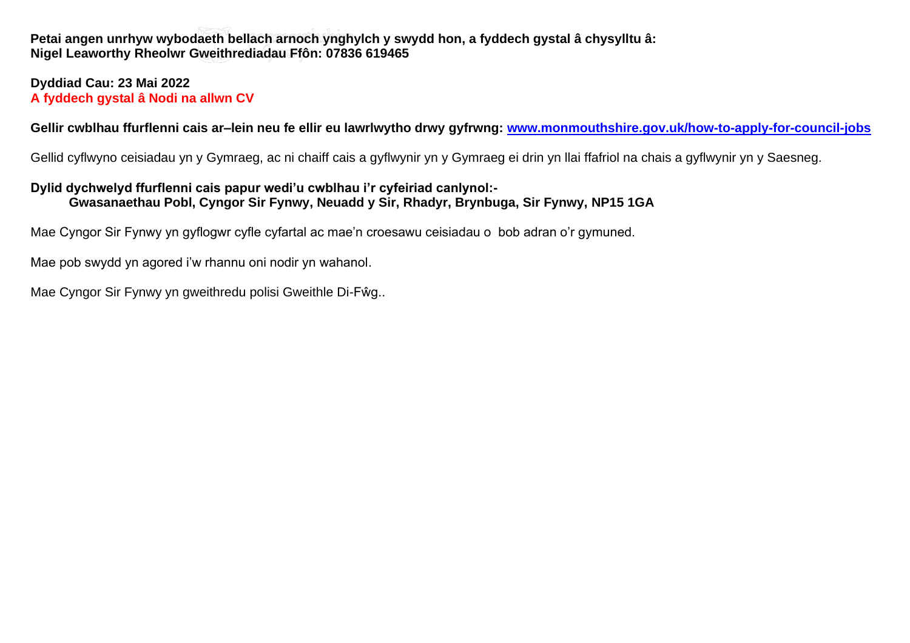**Petai angen unrhyw wybodaeth bellach arnoch ynghylch y swydd hon, a fyddech gystal â chysylltu â:**
**Nigel Leaworthy Rheolwr Gweithrediadau Ffôn: 07836 619465**

**Dyddiad Cau: 23 Mai 2022**
**A fyddech gystal â Nodi na allwn CV**

**Gellir cwblhau ffurflenni cais ar–lein neu fe ellir eu lawrlwytho drwy gyfrwng: [www.monmouthshire.gov.uk/how-to-apply-for-council-jobs](www.monmouthshire.gov.uk/how-to-apply-for-council-jobs)**

Gellid cyflwyno ceisiadau yn y Gymraeg, ac ni chaiff cais a gyflwynir yn y Gymraeg ei drin yn llai ffafriol na chais a gyflwynir yn y Saesneg.

**Dylid dychwelyd ffurflenni cais papur wedi'u cwblhau i'r cyfeiriad canlynol:-**
**Gwasanaethau Pobl, Cyngor Sir Fynwy, Neuadd y Sir, Rhadyr, Brynbuga, Sir Fynwy, NP15 1GA**

Mae Cyngor Sir Fynwy yn gyflogwr cyfle cyfartal ac mae'n croesawu ceisiadau o bob adran o'r gymuned.

Mae pob swydd yn agored i'w rhannu oni nodir yn wahanol.

Mae Cyngor Sir Fynwy yn gweithredu polisi Gweithle Di-Fŵg..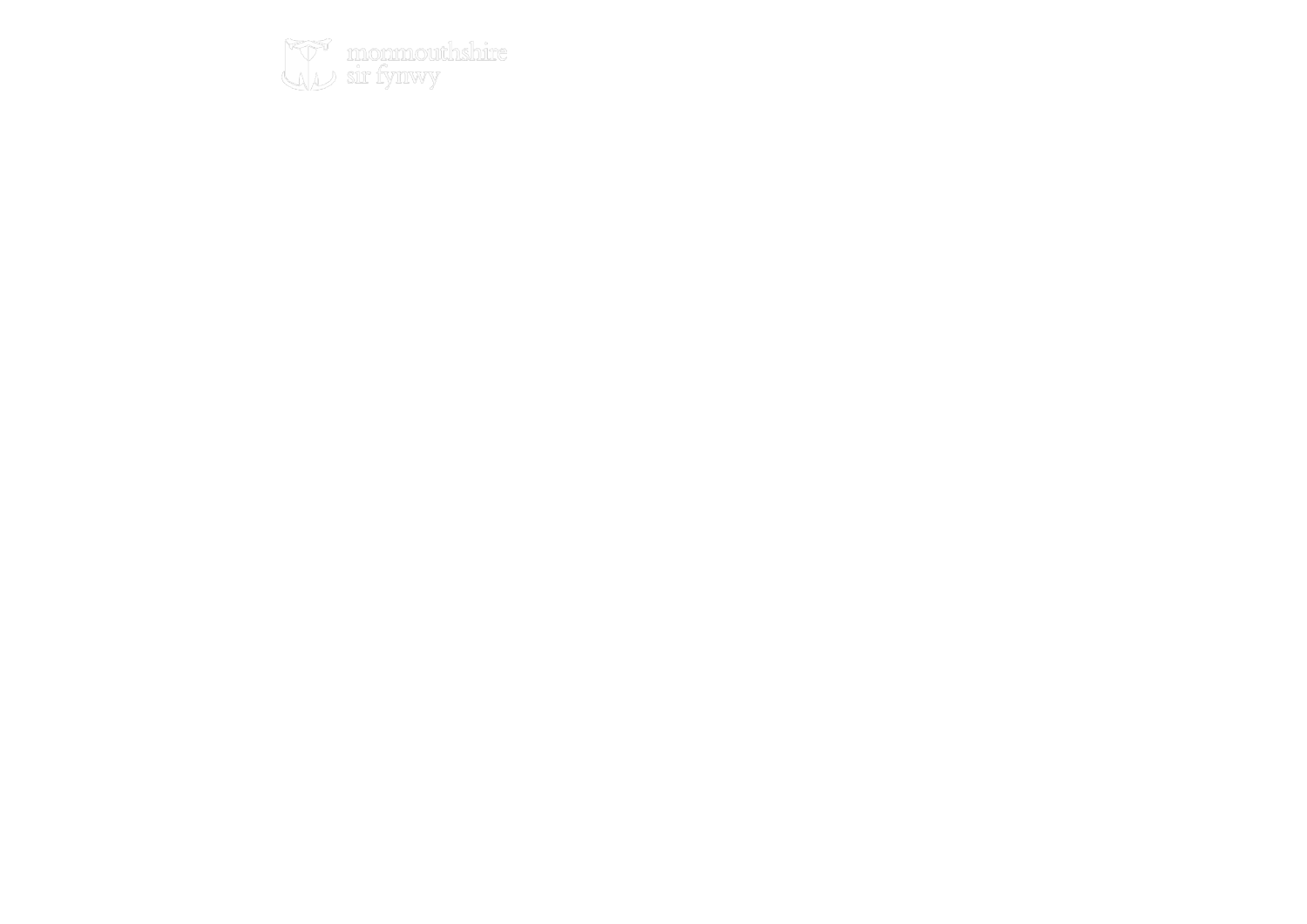monmouthshire
sir fynwy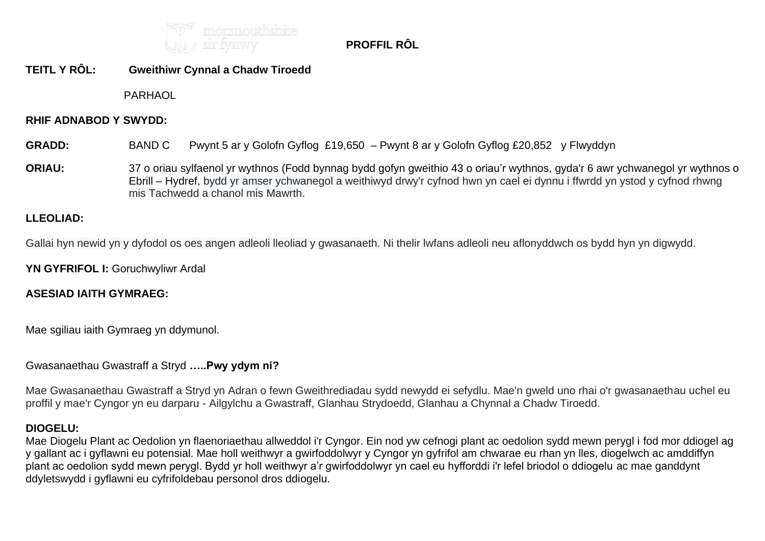monmouthshire sir fynwy

**PROFFIL RÔL**

**TEITL Y RÔL:** **Gweithiwr Cynnal a Chadw Tiroedd**

PARHAOL

**RHIF ADNABOD Y SWYDD:**

**GRADD:** BAND C Pwynt 5 ar y Golofn Gyflog £19,650 – Pwynt 8 ar y Golofn Gyflog £20,852 y Flwyddyn

**ORIAU:** 37 o oriau sylfaenol yr wythnos (Fodd bynnag bydd gofyn gweithio 43 o oriau'r wythnos, gyda'r 6 awr ychwanegol yr wythnos o Ebrill – Hydref, bydd yr amser ychwanegol a weithiwyd drwy'r cyfnod hwn yn cael ei dynnu i ffwrdd yn ystod y cyfnod rhwng mis Tachwedd a chanol mis Mawrth.

**LLEOLIAD:**

Gallai hyn newid yn y dyfodol os oes angen adleoli lleoliad y gwasanaeth. Ni thelir lwfans adleoli neu aflonyddwch os bydd hyn yn digwydd.

**YN GYFRIFOL I:** Goruchwyliwr Ardal

**ASESIAD IAITH GYMRAEG:**

Mae sgiliau iaith Gymraeg yn ddymunol.

Gwasanaethau Gwastraff a Stryd **…..Pwy ydym ni?**

Mae Gwasanaethau Gwastraff a Stryd yn Adran o fewn Gweithrediadau sydd newydd ei sefydlu. Mae'n gweld uno rhai o'r gwasanaethau uchel eu proffil y mae'r Cyngor yn eu darparu - Ailgylchu a Gwastraff, Glanhau Strydoedd, Glanhau a Chynnal a Chadw Tiroedd.

**DIOGELU:**
Mae Diogelu Plant ac Oedolion yn flaenoriaethau allweddol i'r Cyngor. Ein nod yw cefnogi plant ac oedolion sydd mewn perygl i fod mor ddiogel ag y gallant ac i gyflawni eu potensial. Mae holl weithwyr a gwirfoddolwyr y Cyngor yn gyfrifol am chwarae eu rhan yn lles, diogelwch ac amddiffyn plant ac oedolion sydd mewn perygl. Bydd yr holl weithwyr a'r gwirfoddolwyr yn cael eu hyfforddi i'r lefel briodol o ddiogelu ac mae ganddynt ddyletswydd i gyflawni eu cyfrifoldebau personol dros ddiogelu.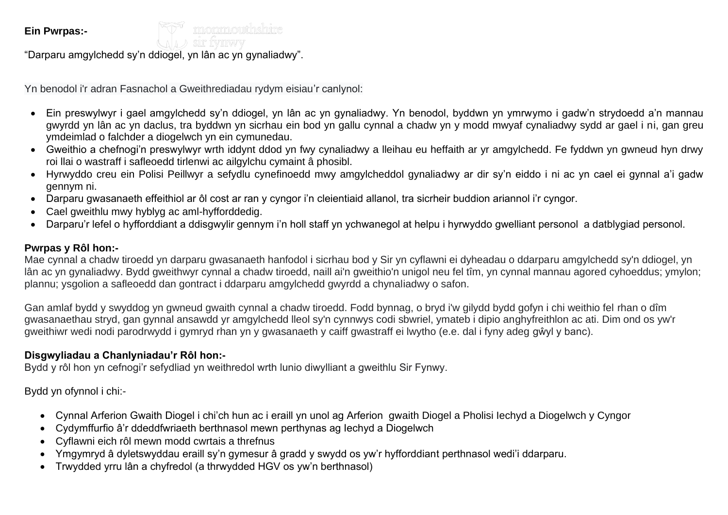**Ein Pwrpas:-**

"Darparu amgylchedd sy'n ddiogel, yn lân ac yn gynaliadwy".

Yn benodol i'r adran Fasnachol a Gweithrediadau rydym eisiau'r canlynol:

- Ein preswylwyr i gael amgylchedd sy'n ddiogel, yn lân ac yn gynaliadwy. Yn benodol, byddwn yn ymrwymo i gadw'n strydoedd a'n mannau gwyrdd yn lân ac yn daclus, tra byddwn yn sicrhau ein bod yn gallu cynnal a chadw yn y modd mwyaf cynaliadwy sydd ar gael i ni, gan greu ymdeimlad o falchder a diogelwch yn ein cymunedau.
- Gweithio a chefnogi'n preswylwyr wrth iddynt ddod yn fwy cynaliadwy a lleihau eu heffaith ar yr amgylchedd. Fe fyddwn yn gwneud hyn drwy roi llai o wastraff i safleoedd tirlenwi ac ailgylchu cymaint â phosibl.
- Hyrwyddo creu ein Polisi Peillwyr a sefydlu cynefinoedd mwy amgylcheddol gynaliadwy ar dir sy'n eiddo i ni ac yn cael ei gynnal a'i gadw gennym ni.
- Darparu gwasanaeth effeithiol ar ôl cost ar ran y cyngor i'n cleientiaid allanol, tra sicrheir buddion ariannol i'r cyngor.
- Cael gweithlu mwy hyblyg ac aml-hyfforddedig.
- Darparu'r lefel o hyfforddiant a ddisgwylir gennym i'n holl staff yn ychwanegol at helpu i hyrwyddo gwelliant personol a datblygiad personol.

**Pwrpas y Rôl hon:-**

Mae cynnal a chadw tiroedd yn darparu gwasanaeth hanfodol i sicrhau bod y Sir yn cyflawni ei dyheadau o ddarparu amgylchedd sy'n ddiogel, yn lân ac yn gynaliadwy. Bydd gweithwyr cynnal a chadw tiroedd, naill ai'n gweithio'n unigol neu fel tîm, yn cynnal mannau agored cyhoeddus; ymylon; plannu; ysgolion a safleoedd dan gontract i ddarparu amgylchedd gwyrdd a chynaliadwy o safon.

Gan amlaf bydd y swyddog yn gwneud gwaith cynnal a chadw tiroedd. Fodd bynnag, o bryd i'w gilydd bydd gofyn i chi weithio fel rhan o dîm gwasanaethau stryd, gan gynnal ansawdd yr amgylchedd lleol sy'n cynnwys codi sbwriel, ymateb i dipio anghyfreithlon ac ati. Dim ond os yw'r gweithiwr wedi nodi parodrwydd i gymryd rhan yn y gwasanaeth y caiff gwastraff ei lwytho (e.e. dal i fyny adeg gŵyl y banc).

**Disgwyliadau a Chanlyniadau'r Rôl hon:-**

Bydd y rôl hon yn cefnogi'r sefydliad yn weithredol wrth lunio diwylliant a gweithlu Sir Fynwy.

Bydd yn ofynnol i chi:-

- Cynnal Arferion Gwaith Diogel i chi'ch hun ac i eraill yn unol ag Arferion gwaith Diogel a Pholisi Iechyd a Diogelwch y Cyngor
- Cydymffurfio â'r ddeddfwriaeth berthnasol mewn perthynas ag Iechyd a Diogelwch
- Cyflawni eich rôl mewn modd cwrtais a threfnus
- Ymgymryd â dyletswyddau eraill sy'n gymesur â gradd y swydd os yw'r hyfforddiant perthnasol wedi'i ddarparu.
- Trwydded yrru lân a chyfredol (a thrwydded HGV os yw'n berthnasol)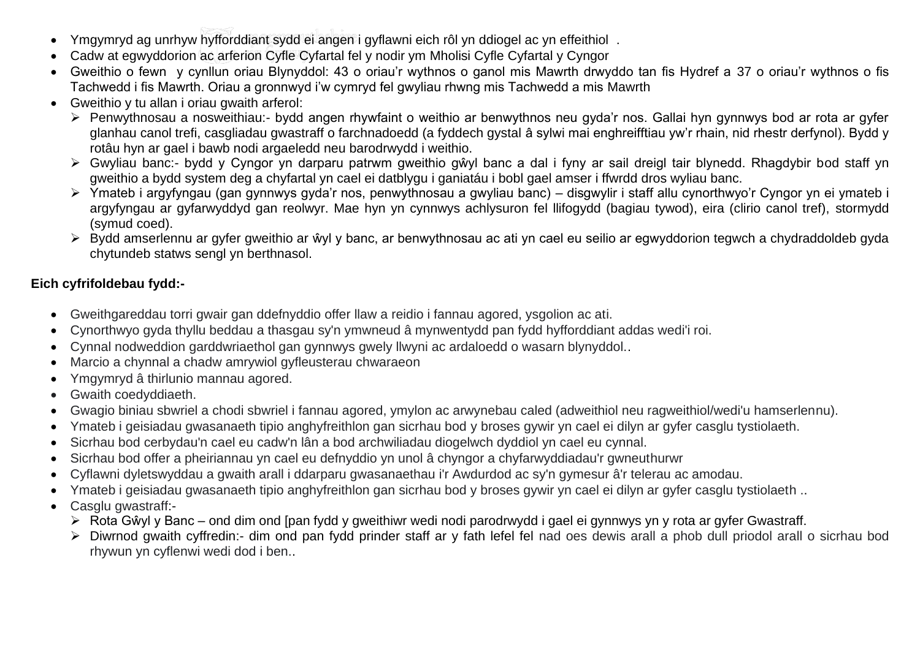- Ymgymryd ag unrhyw hyfforddiant sydd ei angen i gyflawni eich rôl yn ddiogel ac yn effeithiol .
- Cadw at egwyddorion ac arferion Cyfle Cyfartal fel y nodir ym Mholisi Cyfle Cyfartal y Cyngor
- Gweithio o fewn y cynllun oriau Blynyddol: 43 o oriau'r wythnos o ganol mis Mawrth drwyddo tan fis Hydref a 37 o oriau'r wythnos o fis Tachwedd i fis Mawrth. Oriau a gronnwyd i'w cymryd fel gwyliau rhwng mis Tachwedd a mis Mawrth
- Gweithio y tu allan i oriau gwaith arferol:
  - Penwythnosau a nosweithiau:- bydd angen rhywfaint o weithio ar benwythnos neu gyda'r nos. Gallai hyn gynnwys bod ar rota ar gyfer glanhau canol trefi, casgliadau gwastraff o farchnadoedd (a fyddech gystal â sylwi mai enghreifftiau yw'r rhain, nid rhestr derfynol). Bydd y rotâu hyn ar gael i bawb nodi argaeledd neu barodrwydd i weithio.
  - Gwyliau banc:- bydd y Cyngor yn darparu patrwm gweithio gŵyl banc a dal i fyny ar sail dreigl tair blynedd. Rhagdybir bod staff yn gweithio a bydd system deg a chyfartal yn cael ei datblygu i ganiatáu i bobl gael amser i ffwrdd dros wyliau banc.
  - Ymateb i argyfyngau (gan gynnwys gyda'r nos, penwythnosau a gwyliau banc) – disgwylir i staff allu cynorthwyo'r Cyngor yn ei ymateb i argyfyngau ar gyfarwyddyd gan reolwyr. Mae hyn yn cynnwys achlysuron fel llifogydd (bagiau tywod), eira (clirio canol tref), stormydd (symud coed).
  - Bydd amserlennu ar gyfer gweithio ar ŵyl y banc, ar benwythnosau ac ati yn cael eu seilio ar egwyddorion tegwch a chydraddoldeb gyda chytundeb statws sengl yn berthnasol.

**Eich cyfrifoldebau fydd:-**

- Gweithgareddau torri gwair gan ddefnyddio offer llaw a reidio i fannau agored, ysgolion ac ati.
- Cynorthwyo gyda thyllu beddau a thasgau sy'n ymwneud â mynwentydd pan fydd hyfforddiant addas wedi'i roi.
- Cynnal nodweddion garddwriaethol gan gynnwys gwely llwyni ac ardaloedd o wasarn blynyddol..
- Marcio a chynnal a chadw amrywiol gyfleusterau chwaraeon
- Ymgymryd â thirlunio mannau agored.
- Gwaith coedyddiaeth.
- Gwagio biniau sbwriel a chodi sbwriel i fannau agored, ymylon ac arwynebau caled (adweithiol neu ragweithiol/wedi'u hamserlennu).
- Ymateb i geisiadau gwasanaeth tipio anghyfreithlon gan sicrhau bod y broses gywir yn cael ei dilyn ar gyfer casglu tystiolaeth.
- Sicrhau bod cerbydau'n cael eu cadw'n lân a bod archwiliadau diogelwch dyddiol yn cael eu cynnal.
- Sicrhau bod offer a pheiriannau yn cael eu defnyddio yn unol â chyngor a chyfarwyddiadau'r gwneuthurwr
- Cyflawni dyletswyddau a gwaith arall i ddarparu gwasanaethau i'r Awdurdod ac sy'n gymesur â'r telerau ac amodau.
- Ymateb i geisiadau gwasanaeth tipio anghyfreithlon gan sicrhau bod y broses gywir yn cael ei dilyn ar gyfer casglu tystiolaeth ..
- Casglu gwastraff:-
  - Rota Gŵyl y Banc – ond dim ond [pan fydd y gweithiwr wedi nodi parodrwydd i gael ei gynnwys yn y rota ar gyfer Gwastraff.
  - Diwrnod gwaith cyffredin:- dim ond pan fydd prinder staff ar y fath lefel fel nad oes dewis arall a phob dull priodol arall o sicrhau bod rhywun yn cyflenwi wedi dod i ben..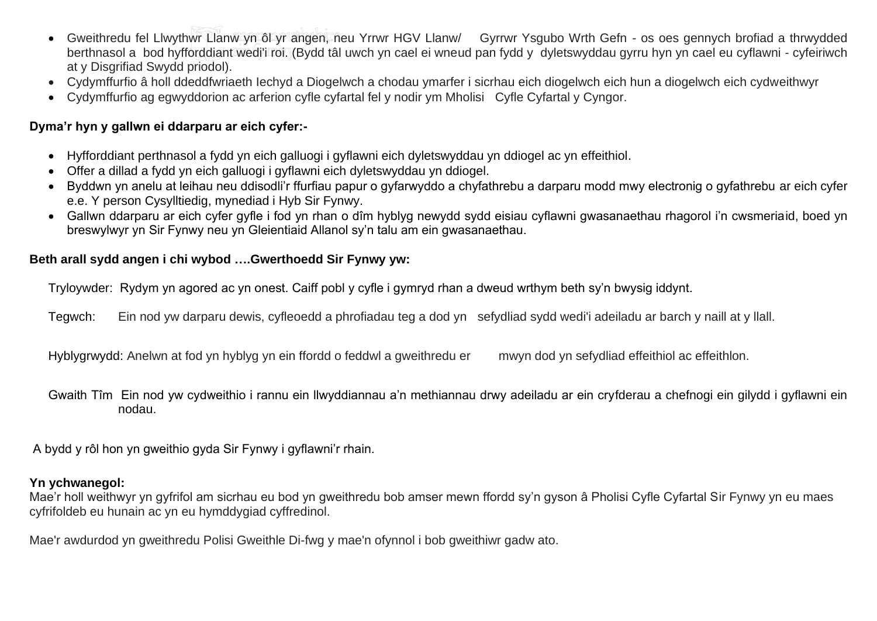- Gweithredu fel Llwythwr Llanw yn ôl yr angen, neu Yrrwr HGV Llanw/ Gyrrwr Ysgubo Wrth Gefn - os oes gennych brofiad a thrwydded berthnasol a bod hyfforddiant wedi'i roi. (Bydd tâl uwch yn cael ei wneud pan fydd y dyletswyddau gyrru hyn yn cael eu cyflawni - cyfeiriwch at y Disgrifiad Swydd priodol).
- Cydymffurfio â holl ddeddfwriaeth Iechyd a Diogelwch a chodau ymarfer i sicrhau eich diogelwch eich hun a diogelwch eich cydweithwyr
- Cydymffurfio ag egwyddorion ac arferion cyfle cyfartal fel y nodir ym Mholisi Cyfle Cyfartal y Cyngor.

**Dyma'r hyn y gallwn ei ddarparu ar eich cyfer:-**

- Hyfforddiant perthnasol a fydd yn eich galluogi i gyflawni eich dyletswyddau yn ddiogel ac yn effeithiol.
- Offer a dillad a fydd yn eich galluogi i gyflawni eich dyletswyddau yn ddiogel.
- Byddwn yn anelu at leihau neu ddisodli'r ffurfiau papur o gyfarwyddo a chyfathrebu a darparu modd mwy electronig o gyfathrebu ar eich cyfer e.e. Y person Cysylltiedig, mynediad i Hyb Sir Fynwy.
- Gallwn ddarparu ar eich cyfer gyfle i fod yn rhan o dîm hyblyg newydd sydd eisiau cyflawni gwasanaethau rhagorol i'n cwsmeriaid, boed yn breswylwyr yn Sir Fynwy neu yn Gleientiaid Allanol sy'n talu am ein gwasanaethau.

**Beth arall sydd angen i chi wybod ….Gwerthoedd Sir Fynwy yw:**

Tryloywder: Rydym yn agored ac yn onest. Caiff pobl y cyfle i gymryd rhan a dweud wrthym beth sy'n bwysig iddynt.

Tegwch: Ein nod yw darparu dewis, cyfleoedd a phrofiadau teg a dod yn sefydliad sydd wedi'i adeiladu ar barch y naill at y llall.

Hyblygrwydd: Anelwn at fod yn hyblyg yn ein ffordd o feddwl a gweithredu er mwyn dod yn sefydliad effeithiol ac effeithlon.

Gwaith Tîm Ein nod yw cydweithio i rannu ein llwyddiannau a'n methiannau drwy adeiladu ar ein cryfderau a chefnogi ein gilydd i gyflawni ein nodau.

A bydd y rôl hon yn gweithio gyda Sir Fynwy i gyflawni'r rhain.

**Yn ychwanegol:**
Mae'r holl weithwyr yn gyfrifol am sicrhau eu bod yn gweithredu bob amser mewn ffordd sy'n gyson â Pholisi Cyfle Cyfartal Sir Fynwy yn eu maes cyfrifoldeb eu hunain ac yn eu hymddygiad cyffredinol.

Mae'r awdurdod yn gweithredu Polisi Gweithle Di-fwg y mae'n ofynnol i bob gweithiwr gadw ato.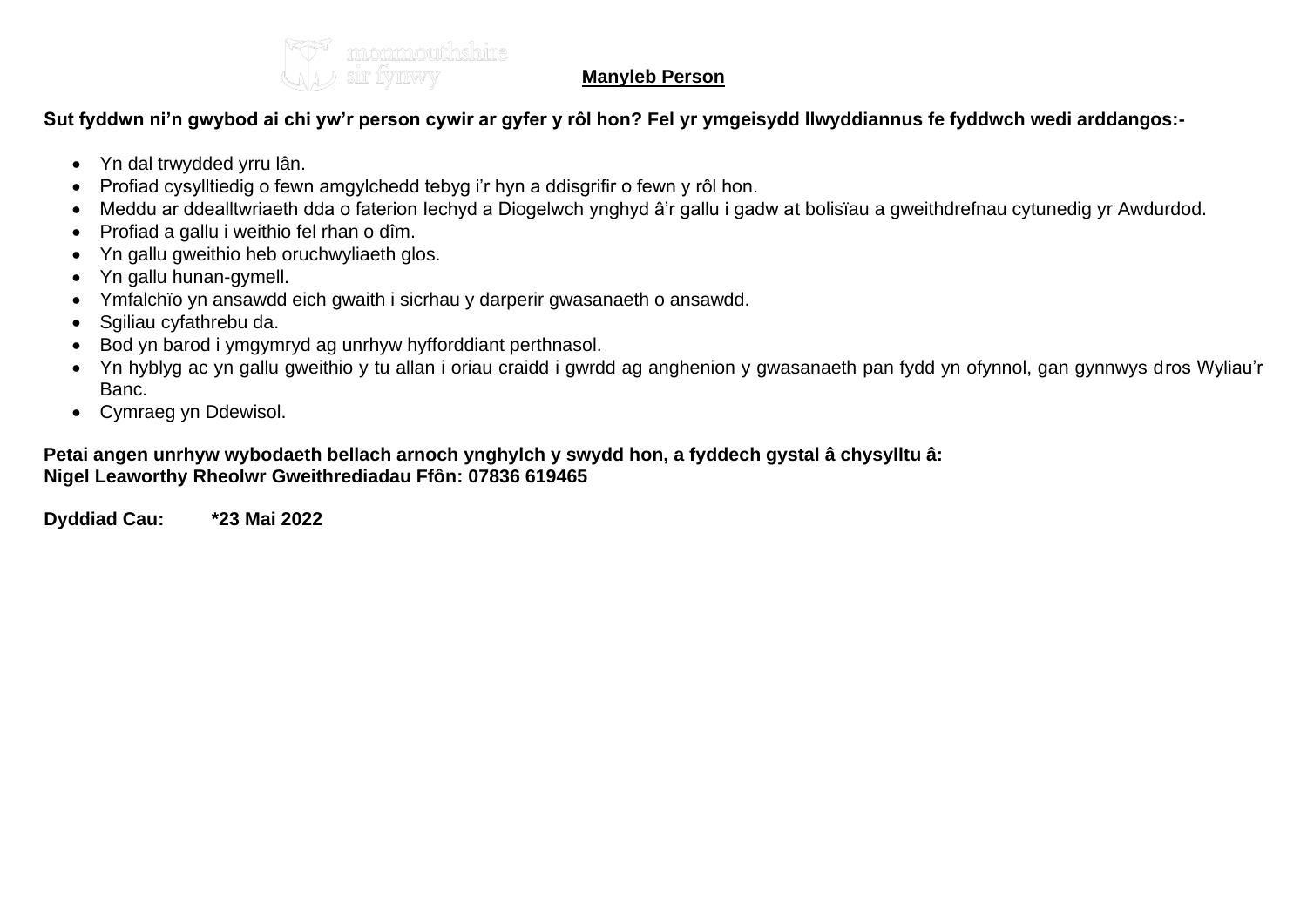## Manyleb Person

**Sut fyddwn ni'n gwybod ai chi yw'r person cywir ar gyfer y rôl hon? Fel yr ymgeisydd llwyddiannus fe fyddwch wedi arddangos:-**

- Yn dal trwydded yrru lân.
- Profiad cysylltiedig o fewn amgylchedd tebyg i'r hyn a ddisgrifir o fewn y rôl hon.
- Meddu ar ddealltwriaeth dda o faterion Iechyd a Diogelwch ynghyd â'r gallu i gadw at bolisïau a gweithdrefnau cytunedig yr Awdurdod.
- Profiad a gallu i weithio fel rhan o dîm.
- Yn gallu gweithio heb oruchwyliaeth glos.
- Yn gallu hunan-gymell.
- Ymfalchïo yn ansawdd eich gwaith i sicrhau y darperir gwasanaeth o ansawdd.
- Sgiliau cyfathrebu da.
- Bod yn barod i ymgymryd ag unrhyw hyfforddiant perthnasol.
- Yn hyblyg ac yn gallu gweithio y tu allan i oriau craidd i gwrdd ag anghenion y gwasanaeth pan fydd yn ofynnol, gan gynnwys dros Wyliau'r Banc.
- Cymraeg yn Ddewisol.

**Petai angen unrhyw wybodaeth bellach arnoch ynghylch y swydd hon, a fyddech gystal â chysylltu â:**
**Nigel Leaworthy Rheolwr Gweithrediadau Ffôn: 07836 619465**

**Dyddiad Cau: *23 Mai 2022**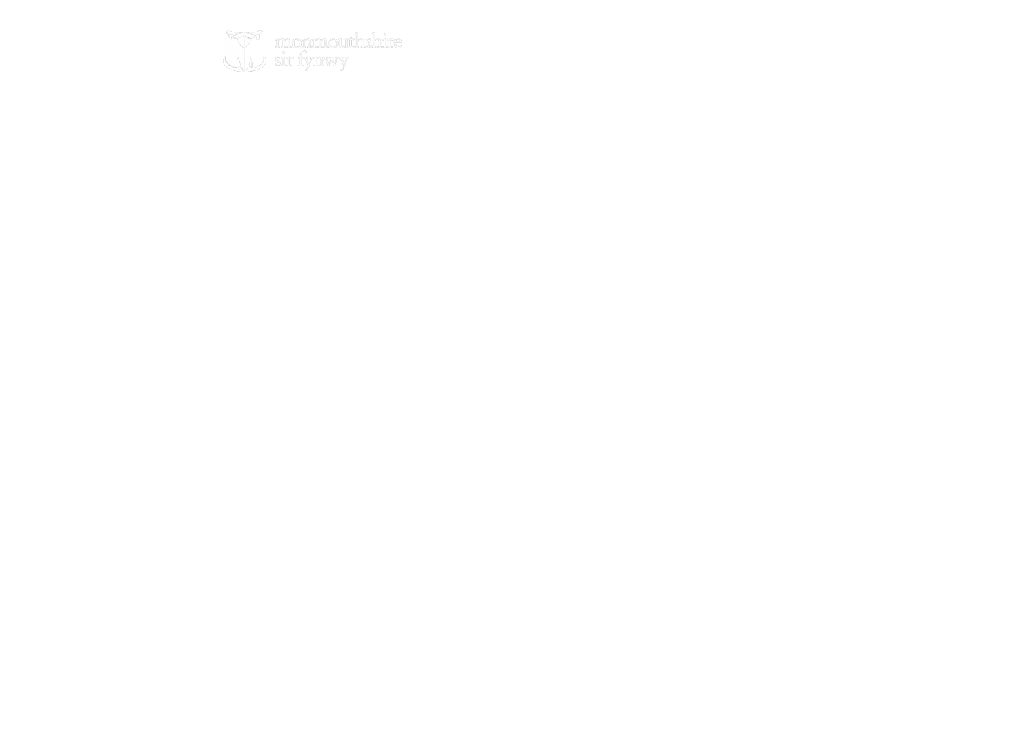monmouthshire
sir fynwy